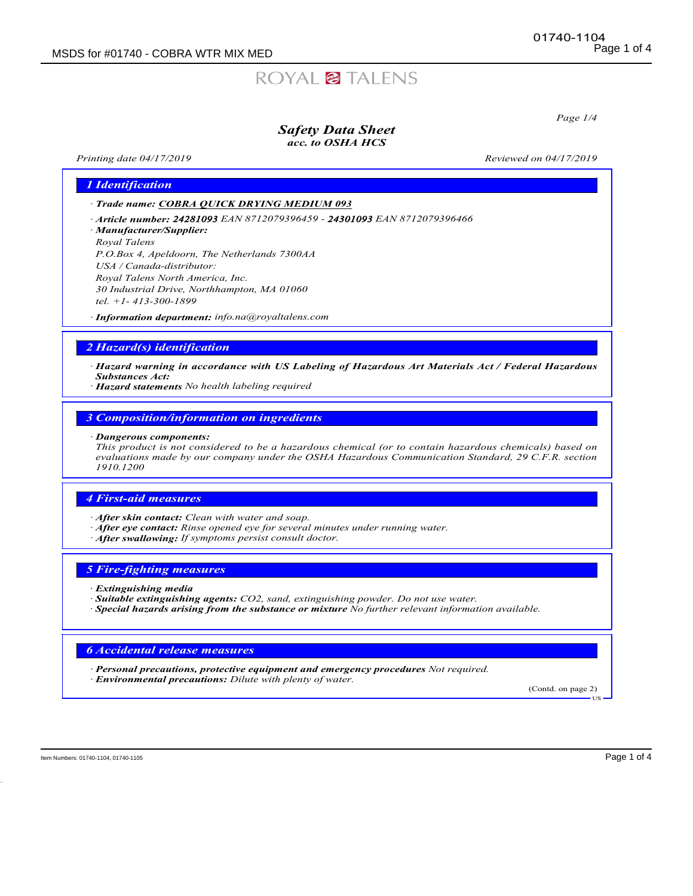# Safety Data Sheet
## acc. to OSHA HCS

*Printing date 04/17/2019* *Reviewed on 04/17/2019*

## 1 Identification

· **Trade name: COBRA QUICK DRYING MEDIUM 093**

· **Article number: 24281093** EAN 8712079396459 - **24301093** EAN 8712079396466

· **Manufacturer/Supplier:**
Royal Talens
P.O.Box 4, Apeldoorn, The Netherlands 7300AA
USA / Canada-distributor:
Royal Talens North America, Inc.
30 Industrial Drive, Northhampton, MA 01060
tel. +1- 413-300-1899

· **Information department:** info.na@royaltalens.com

## 2 Hazard(s) identification

· **Hazard warning in accordance with US Labeling of Hazardous Art Materials Act / Federal Hazardous Substances Act:**
· **Hazard statements** No health labeling required

## 3 Composition/information on ingredients

· **Dangerous components:**
This product is not considered to be a hazardous chemical (or to contain hazardous chemicals) based on evaluations made by our company under the OSHA Hazardous Communication Standard, 29 C.F.R. section 1910.1200

## 4 First-aid measures

· **After skin contact:** Clean with water and soap.
· **After eye contact:** Rinse opened eye for several minutes under running water.
· **After swallowing:** If symptoms persist consult doctor.

## 5 Fire-fighting measures

· **Extinguishing media**
· **Suitable extinguishing agents:** $CO_2$, sand, extinguishing powder. Do not use water.
· **Special hazards arising from the substance or mixture** No further relevant information available.

## 6 Accidental release measures

· **Personal precautions, protective equipment and emergency procedures** Not required.
· **Environmental precautions:** Dilute with plenty of water.

(Contd. on page 2)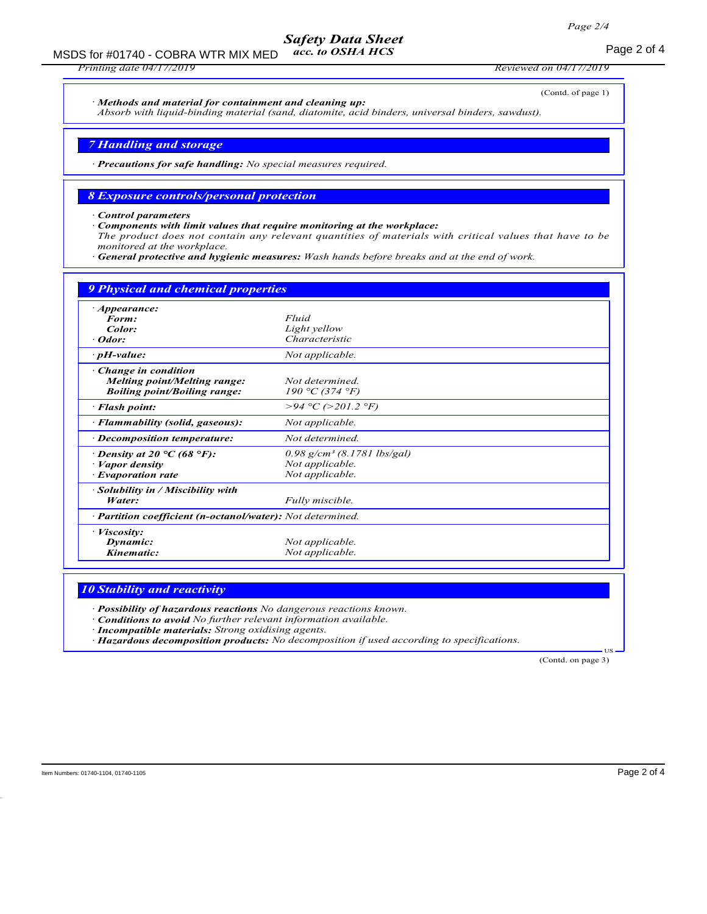(Contd. of page 1)

· *Methods and material for containment and cleaning up:*
*Absorb with liquid-binding material (sand, diatomite, acid binders, universal binders, sawdust).*

## 7 Handling and storage

· ***Precautions for safe handling:*** *No special measures required.*

## 8 Exposure controls/personal protection

· ***Control parameters***
· ***Components with limit values that require monitoring at the workplace:***
*The product does not contain any relevant quantities of materials with critical values that have to be monitored at the workplace.*
· ***General protective and hygienic measures:*** *Wash hands before breaks and at the end of work.*

## 9 Physical and chemical properties

| | |
|---|---|
| · ***Appearance:*** | |
| ***Form:*** | *Fluid* |
| ***Color:*** | *Light yellow* |
| · ***Odor:*** | *Characteristic* |
| · ***pH-value:*** | *Not applicable.* |
| · ***Change in condition*** | |
| ***Melting point/Melting range:*** | *Not determined.* |
| ***Boiling point/Boiling range:*** | *190 °C (374 °F)* |
| · ***Flash point:*** | *>94 °C (>201.2 °F)* |
| · ***Flammability (solid, gaseous):*** | *Not applicable.* |
| · ***Decomposition temperature:*** | *Not determined.* |
| · ***Density at 20 °C (68 °F):*** | *0.98 g/cm³ (8.1781 lbs/gal)* |
| · ***Vapor density*** | *Not applicable.* |
| · ***Evaporation rate*** | *Not applicable.* |
| · ***Solubility in / Miscibility with*** | |
| ***Water:*** | *Fully miscible.* |
| · ***Partition coefficient (n-octanol/water):*** | *Not determined.* |
| · ***Viscosity:*** | |
| ***Dynamic:*** | *Not applicable.* |
| ***Kinematic:*** | *Not applicable.* |

## 10 Stability and reactivity

· ***Possibility of hazardous reactions*** *No dangerous reactions known.*
· ***Conditions to avoid*** *No further relevant information available.*
· ***Incompatible materials:*** *Strong oxidising agents.*
· ***Hazardous decomposition products:*** *No decomposition if used according to specifications.*

(Contd. on page 3)

Item Numbers: 01740-1104, 01740-1105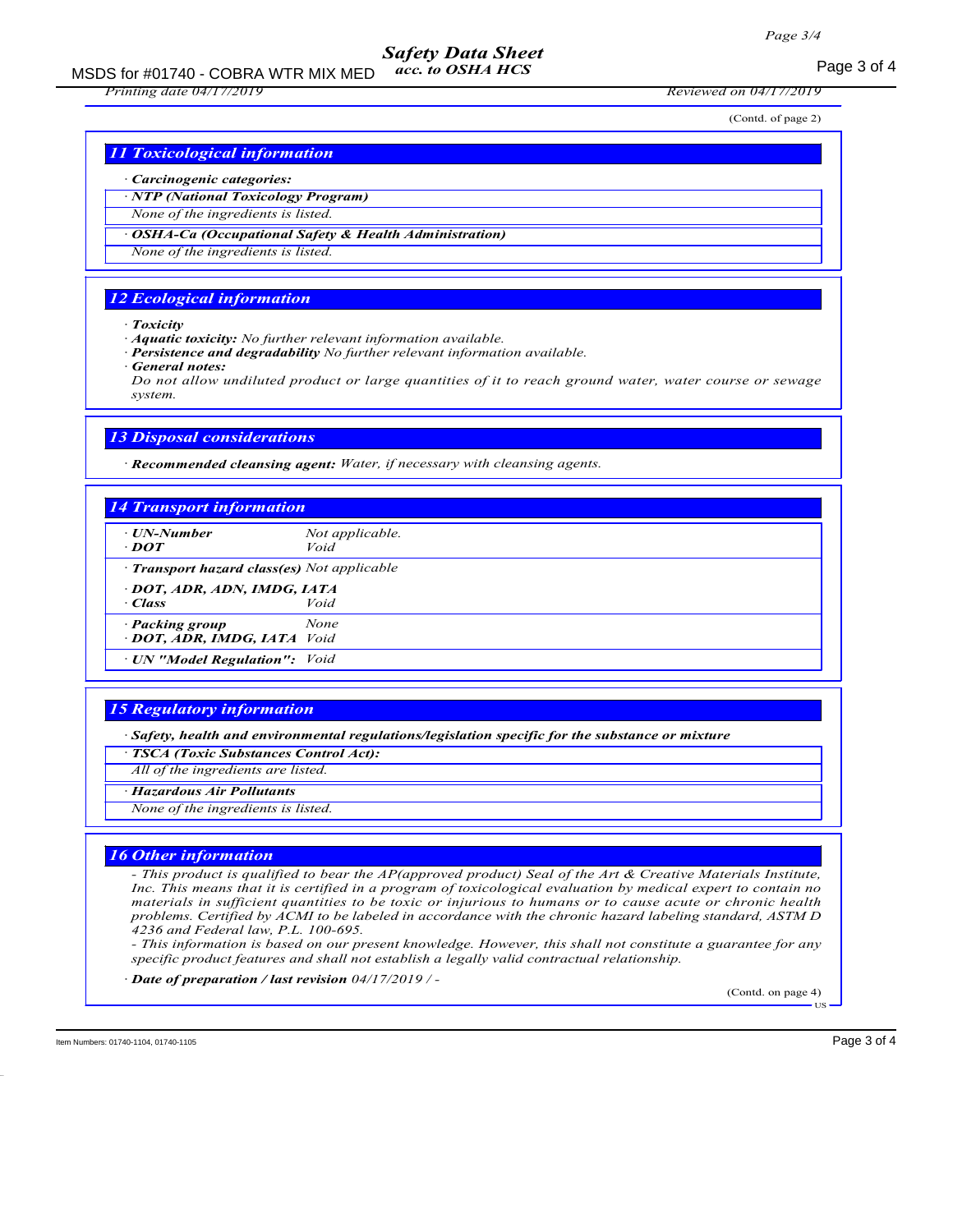(Contd. of page 2)

## 11 Toxicological information

· **Carcinogenic categories:**

· **NTP (National Toxicology Program)**

None of the ingredients is listed.

· **OSHA-Ca (Occupational Safety & Health Administration)**

None of the ingredients is listed.

## 12 Ecological information

· **Toxicity**

· **Aquatic toxicity:** No further relevant information available.

· **Persistence and degradability** No further relevant information available.

· **General notes:**

Do not allow undiluted product or large quantities of it to reach ground water, water course or sewage system.

## 13 Disposal considerations

· **Recommended cleansing agent:** Water, if necessary with cleansing agents.

## 14 Transport information

· **UN-Number**
· **DOT** Not applicable. Void

· **Transport hazard class(es)** Not applicable

· **DOT, ADR, ADN, IMDG, IATA**
· **Class** Void

· **Packing group** None
· **DOT, ADR, IMDG, IATA** Void

· **UN "Model Regulation":** Void

## 15 Regulatory information

· **Safety, health and environmental regulations/legislation specific for the substance or mixture**

· **TSCA (Toxic Substances Control Act):**

All of the ingredients are listed.

· **Hazardous Air Pollutants**

None of the ingredients is listed.

## 16 Other information

- This product is qualified to bear the AP(approved product) Seal of the Art & Creative Materials Institute, Inc. This means that it is certified in a program of toxicological evaluation by medical expert to contain no materials in sufficient quantities to be toxic or injurious to humans or to cause acute or chronic health problems. Certified by ACMI to be labeled in accordance with the chronic hazard labeling standard, ASTM D 4236 and Federal law, P.L. 100-695.
- This information is based on our present knowledge. However, this shall not constitute a guarantee for any specific product features and shall not establish a legally valid contractual relationship.

· **Date of preparation / last revision** 04/17/2019 / -

(Contd. on page 4)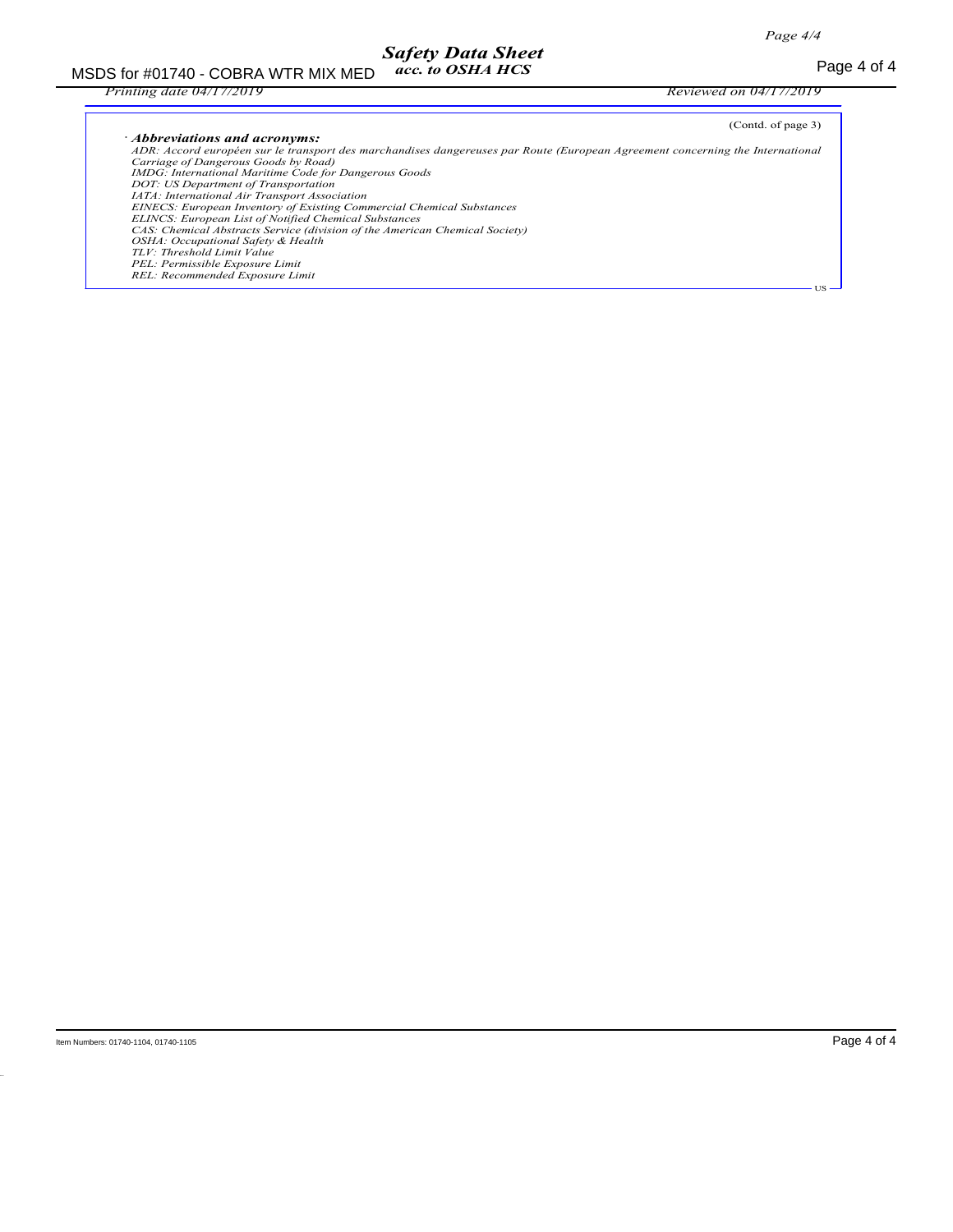(Contd. of page 3)

· ***Abbreviations and acronyms:***

*ADR: Accord européen sur le transport des marchandises dangereuses par Route (European Agreement concerning the International Carriage of Dangerous Goods by Road)*
*IMDG: International Maritime Code for Dangerous Goods*
*DOT: US Department of Transportation*
*IATA: International Air Transport Association*
*EINECS: European Inventory of Existing Commercial Chemical Substances*
*ELINCS: European List of Notified Chemical Substances*
*CAS: Chemical Abstracts Service (division of the American Chemical Society)*
*OSHA: Occupational Safety & Health*
*TLV: Threshold Limit Value*
*PEL: Permissible Exposure Limit*
*REL: Recommended Exposure Limit*

US

Item Numbers: 01740-1104, 01740-1105